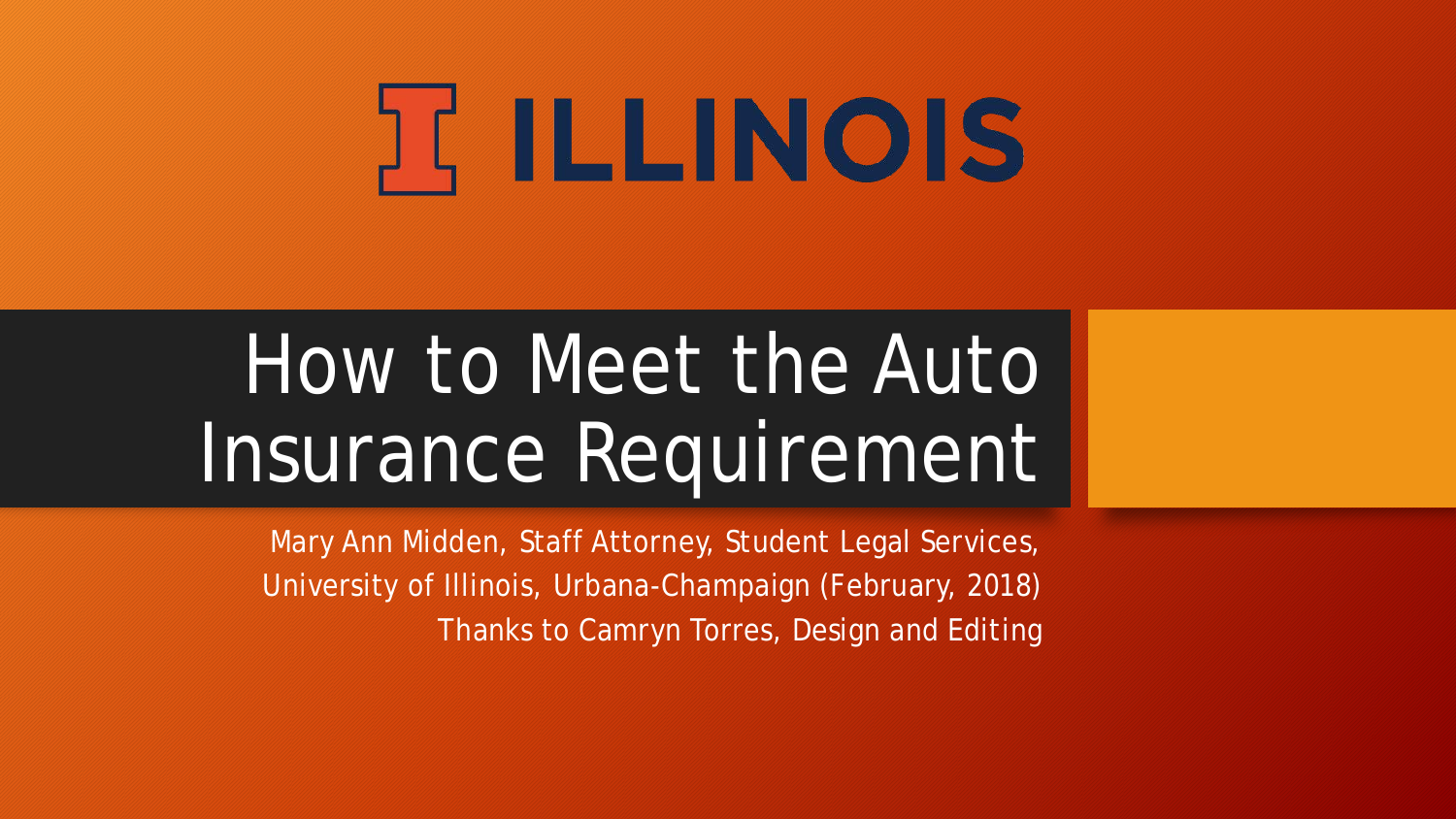ILLINOIS

# How to Meet the Auto Insurance Requirement

Mary Ann Midden, Staff Attorney, Student Legal Services, University of Illinois, Urbana-Champaign (February, 2018)

Thanks to Camryn Torres, Design and Editing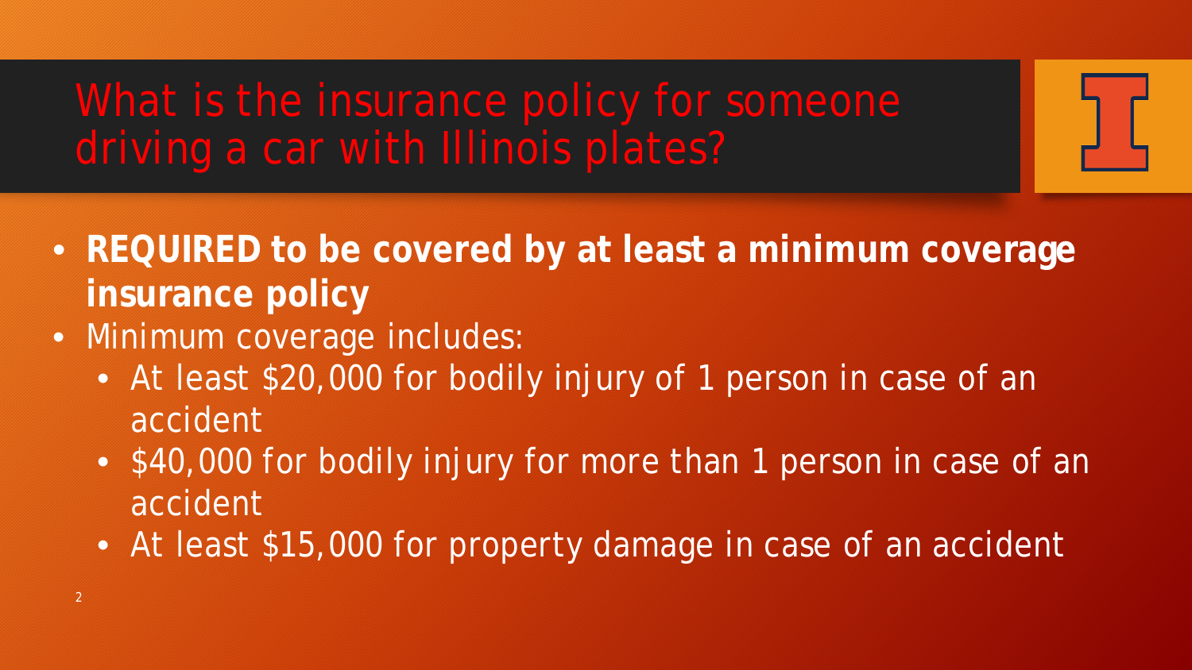# What is the insurance policy for someone driving a car with Illinois plates?

- **REQUIRED to be covered by at least a minimum coverage insurance policy**
- Minimum coverage includes:
  - At least $20,000 for bodily injury of 1 person in case of an accident
  - $40,000 for bodily injury for more than 1 person in case of an accident
  - At least $15,000 for property damage in case of an accident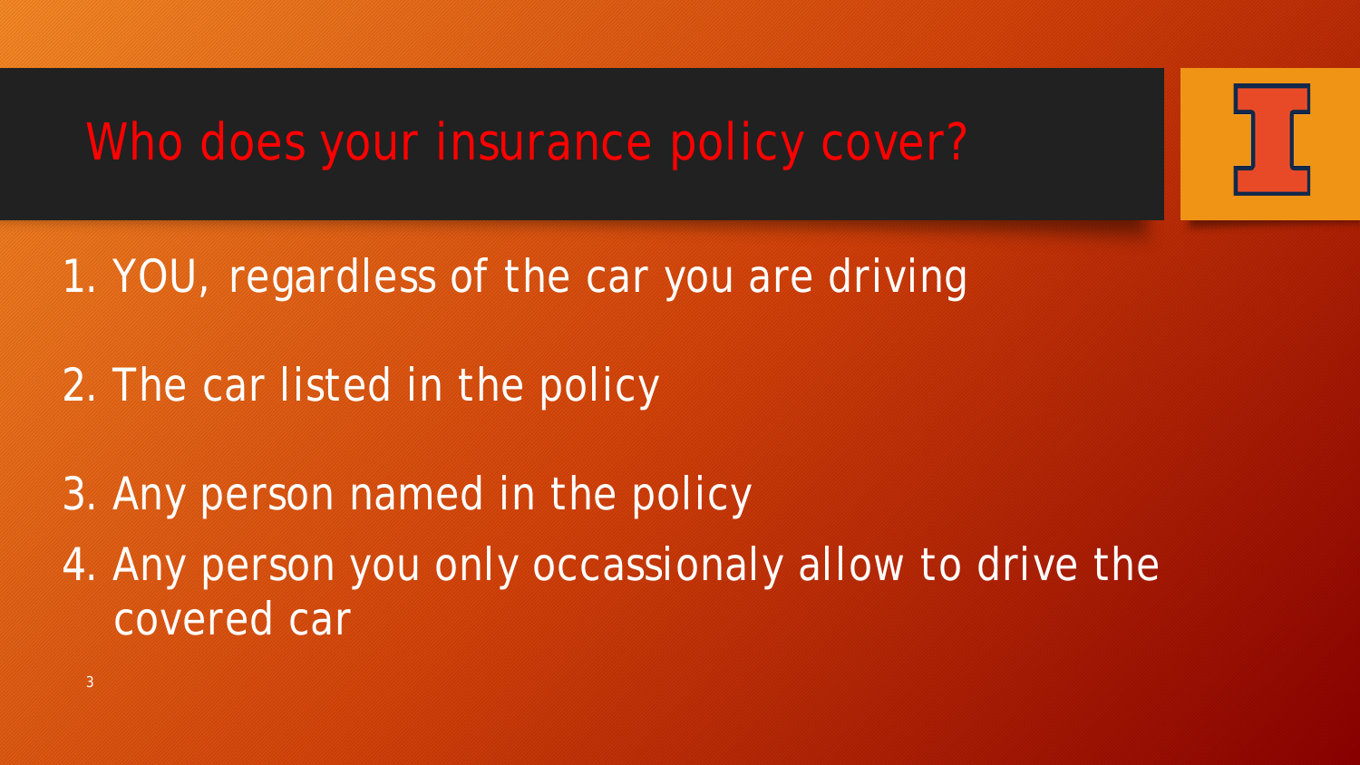# Who does your insurance policy cover?

1. YOU, regardless of the car you are driving
2. The car listed in the policy
3. Any person named in the policy
4. Any person you only occassionaly allow to drive the covered car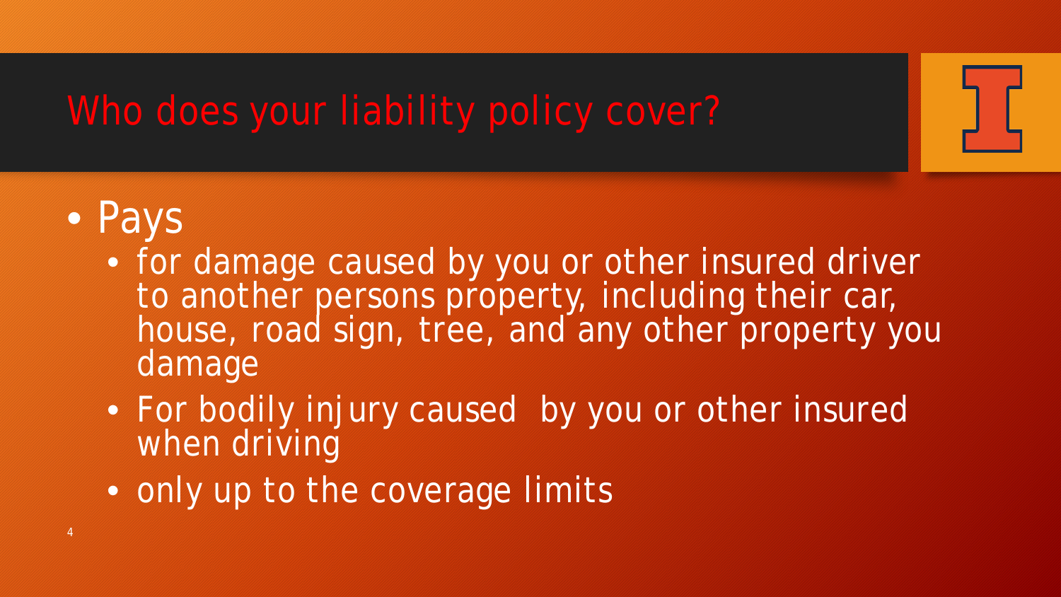# Who does your liability policy cover?

- Pays
  - for damage caused by you or other insured driver to another persons property, including their car, house, road sign, tree, and any other property you damage
  - For bodily injury caused  by you or other insured when driving
  - only up to the coverage limits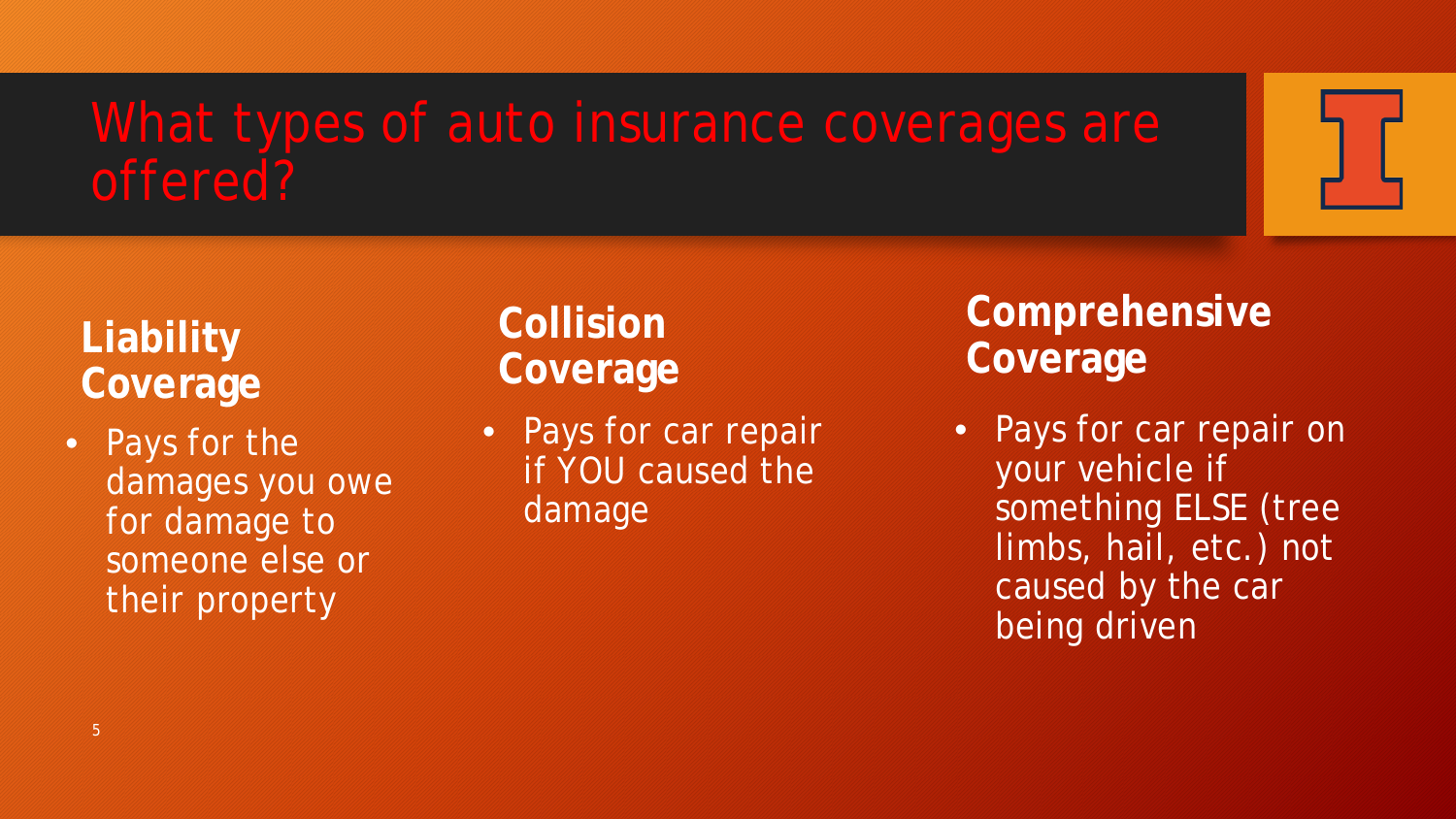# What types of auto insurance coverages are offered?

## Liability Coverage

- Pays for the damages you owe for damage to someone else or their property

## Collision Coverage

- Pays for car repair if YOU caused the damage

## Comprehensive Coverage

- Pays for car repair on your vehicle if something ELSE (tree limbs, hail, etc.) not caused by the car being driven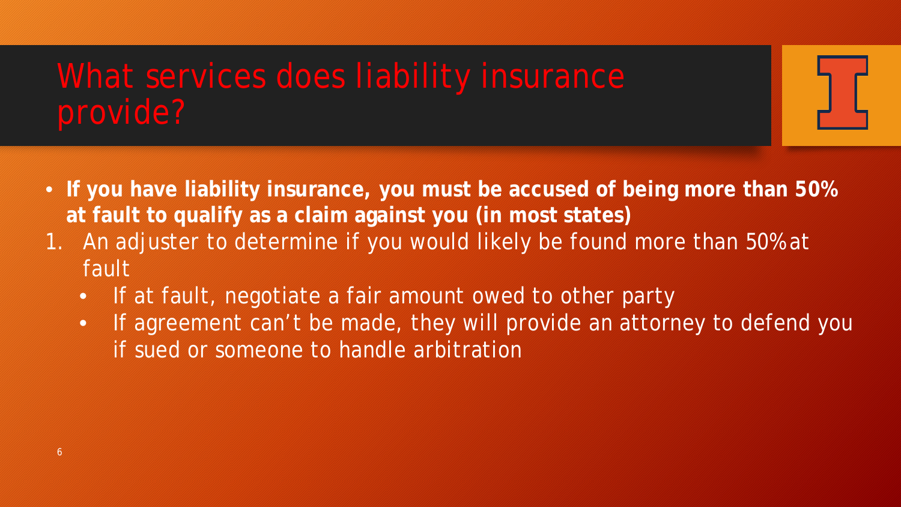# What services does liability insurance provide?

- **If you have liability insurance, you must be accused of being more than 50% at fault to qualify as a claim against you (in most states)**

1. An adjuster to determine if you would likely be found more than 50% at fault
   - If at fault, negotiate a fair amount owed to other party
   - If agreement can't be made, they will provide an attorney to defend you if sued or someone to handle arbitration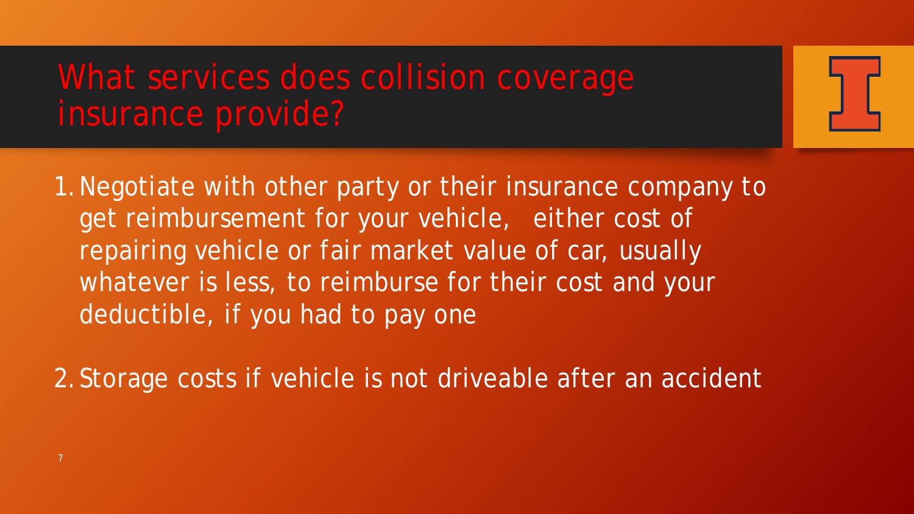# What services does collision coverage insurance provide?

1. Negotiate with other party or their insurance company to get reimbursement for your vehicle, either cost of repairing vehicle or fair market value of car, usually whatever is less, to reimburse for their cost and your deductible, if you had to pay one

2. Storage costs if vehicle is not driveable after an accident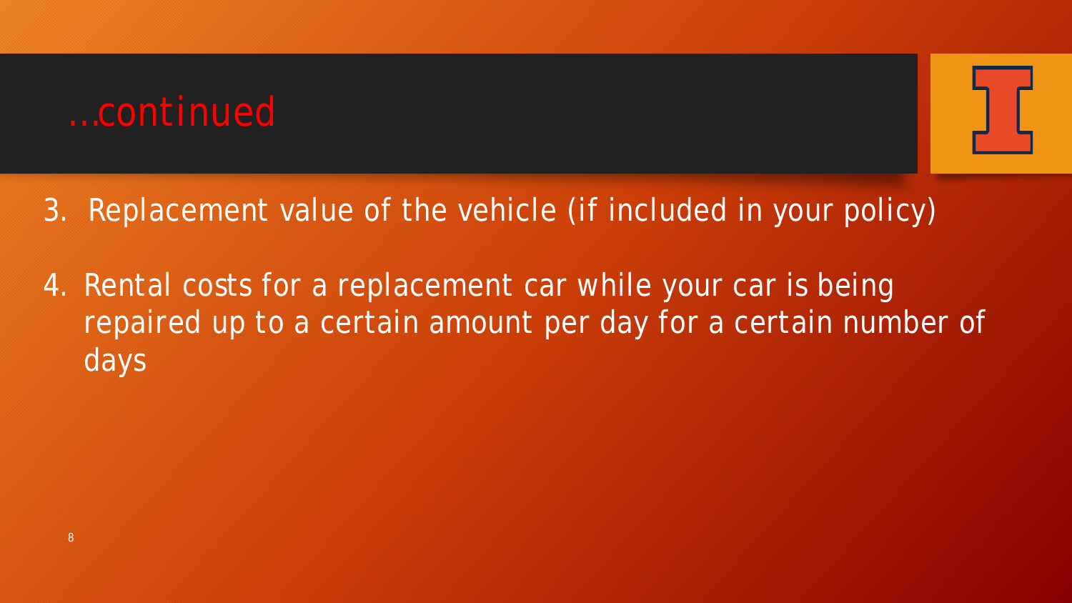# …continued

3. Replacement value of the vehicle (if included in your policy)

4. Rental costs for a replacement car while your car is being repaired up to a certain amount per day for a certain number of days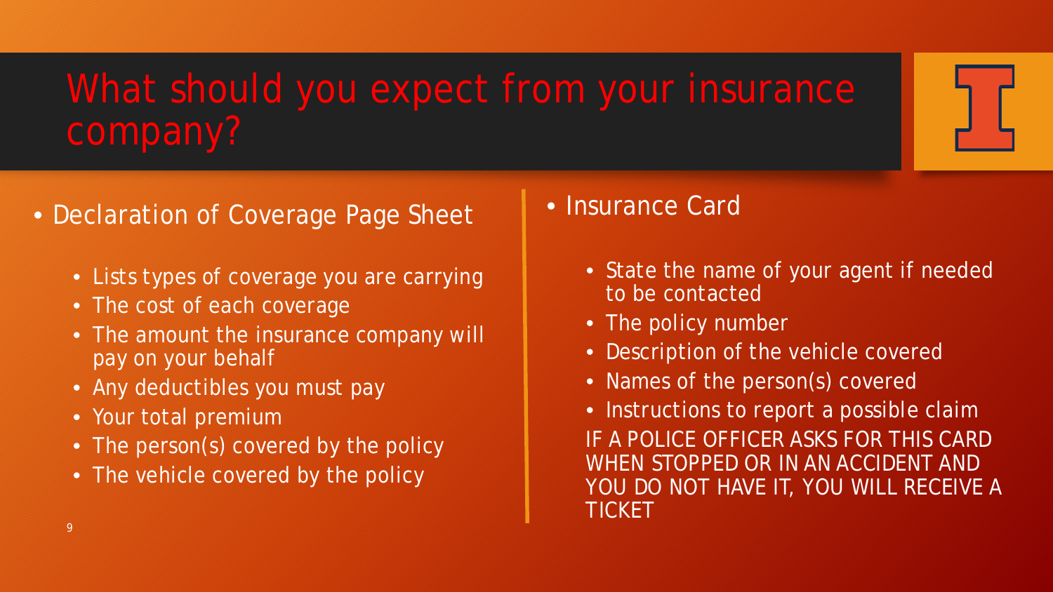# What should you expect from your insurance company?

- Declaration of Coverage Page Sheet
  - Lists types of coverage you are carrying
  - The cost of each coverage
  - The amount the insurance company will pay on your behalf
  - Any deductibles you must pay
  - Your total premium
  - The person(s) covered by the policy
  - The vehicle covered by the policy

- Insurance Card
  - State the name of your agent if needed to be contacted
  - The policy number
  - Description of the vehicle covered
  - Names of the person(s) covered
  - Instructions to report a possible claim

IF A POLICE OFFICER ASKS FOR THIS CARD WHEN STOPPED OR IN AN ACCIDENT AND YOU DO NOT HAVE IT, YOU WILL RECEIVE A TICKET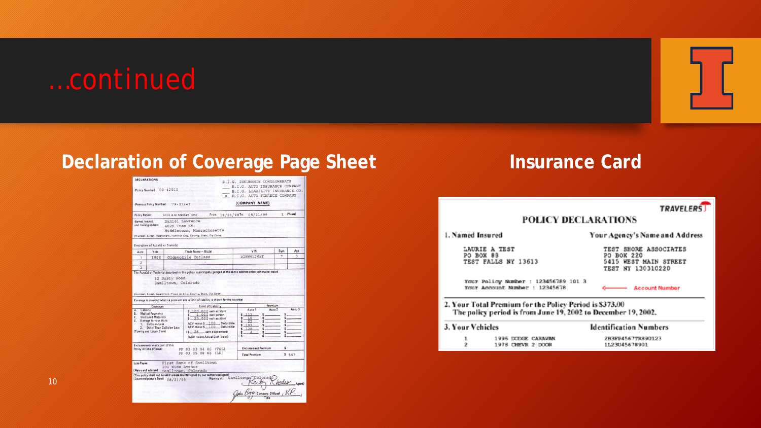# …continued

## Declaration of Coverage Page Sheet

DECLARATIONS

(Policy Number) 80-42910

(Previous Policy Number) 79-31241

B.I.G. INSURANCE CONGLOMERATE
___ B.I.G. AUTO INSURANCE COMPANY
___ B.I.G. LIABILITY INSURANCE CO.
X B.I.G. AUTO FINANCE COMPANY
(COMPANY NAME)

Policy Period: 12:01 A.M. Standard Time From: 08/21/98 To: 08/21/99 1 (Years)

Named Insured and mailing address: Daniel Lawrence, 4029 Tree St., Middletown, Massachusetts
(Number, Street, Apartment, Town or City, County, State, Zip Code)

Description of Auto(s) or Trailer(s)

| Auto | Year | Trade Name – Model | VIN | Sym | Age |
|---|---|---|---|---|---|
| 1 | 1996 | Oldsmobile Cutlass | 1G3WH12M&T | 7 | 3 |
| 2 | | | | | |
| 3 | | | | | |

The Auto(s) or Trailer(s) described in this policy is principally garaged at the above address unless otherwise stated.

42 Dusty Road
Samlltown, Colorado
(Number, Street, Apartment, Town or City, County, State, Zip Code)

Coverage is provided where a premium and a limit of liability is shown for the coverage

| Coverages | Limit of Liability | Auto 1 | Auto 2 | Auto 3 |
|---|---|---|---|---|
| A. Liability | $ 100,000 each accident | $ 312 | $ | $ |
| B. Medical Payments | $ 1,000 each person | $ 19 | $ | $ |
| C. Uninsured Motorists | $ 25,000 each accident | $ 32 | $ | $ |
| D. Damage to your Auto 1. Collision Loss | ACV minus $ 100 Deductible | $ 183 | $ | $ |
| 2. Other Than Collision Loss | ACV minus $ 100 Deductible | $ 128 | $ | $ |
| (Towing and Labor Costs) | ($ 25 each disablement) | $ 4 | $ | $ |
| | (ACV means Actual Cash Value) | | | |

Endorsements made part of this Policy at time of issue: PP 03 03 04 86 (T&L), PP 03 05 08 86 (LP)

Endorsement Premium $
Total Premium $ 667

Loss Payee (Name and address): First Bank of Samlltown, 101 Wide Avenue, Samlltown, Colorado

(This policy shall not be valid unless countersigned by our authorized agent)
(Countersignature Date) 08/21/98 (Agency at) Samlltown, Colorado
Rocky Rhodes (Agent)
John Bigg (Company Officer), V.P. (Title)

## Insurance Card

TRAVELERS

POLICY DECLARATIONS

1. Named Insured
LAURIE A TEST
PO BOX 88
TEST FALLS NY 13613

Your Agency's Name and Address
TEST SHORE ASSOCIATES
PO BOX 220
5415 WEST MAIN STREET
TEST NY 130310220

Your Policy Number : 123456789 101 3
Your Account Number : 12345678 ← Account Number

2. Your Total Premium for the Policy Period is $373.00
The policy period is from June 19, 2002 to December 19, 2002.

| 3. Your Vehicles | | Identification Numbers |
|---|---|---|
| 1 | 1995 DODGE CARAVAN | 2B3FP4567TR890123 |
| 2 | 1978 CHEVR 2 DOOR | 1L23U45678901 |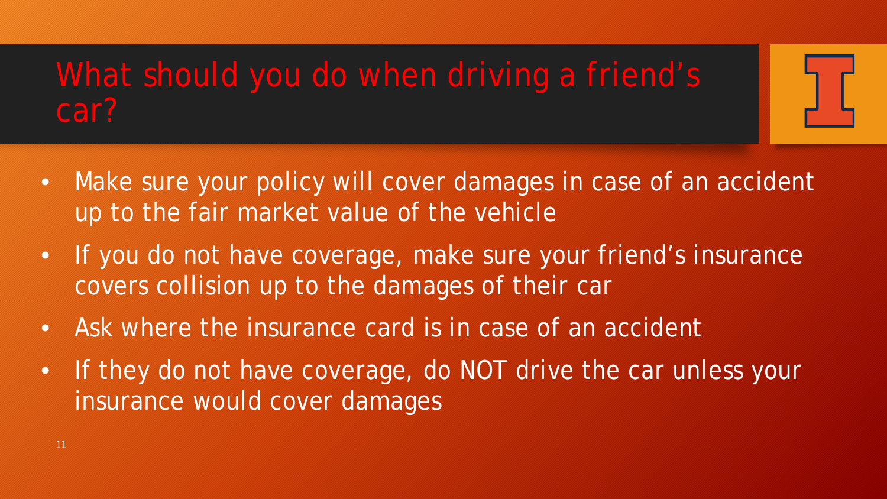# What should you do when driving a friend's car?

- Make sure your policy will cover damages in case of an accident up to the fair market value of the vehicle
- If you do not have coverage, make sure your friend's insurance covers collision up to the damages of their car
- Ask where the insurance card is in case of an accident
- If they do not have coverage, do NOT drive the car unless your insurance would cover damages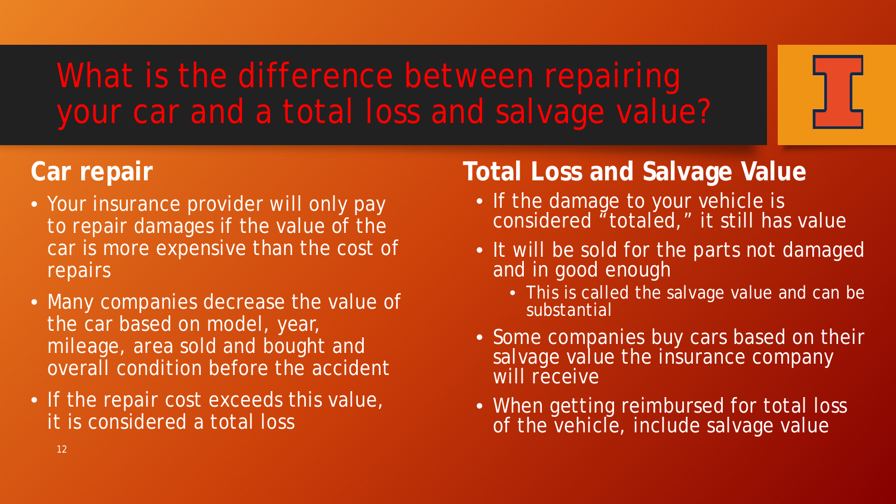# What is the difference between repairing your car and a total loss and salvage value?

## Car repair

- Your insurance provider will only pay to repair damages if the value of the car is more expensive than the cost of repairs
- Many companies decrease the value of the car based on model, year, mileage, area sold and bought and overall condition before the accident
- If the repair cost exceeds this value, it is considered a total loss

## Total Loss and Salvage Value

- If the damage to your vehicle is considered "totaled," it still has value
- It will be sold for the parts not damaged and in good enough
  - This is called the salvage value and can be substantial
- Some companies buy cars based on their salvage value the insurance company will receive
- When getting reimbursed for total loss of the vehicle, include salvage value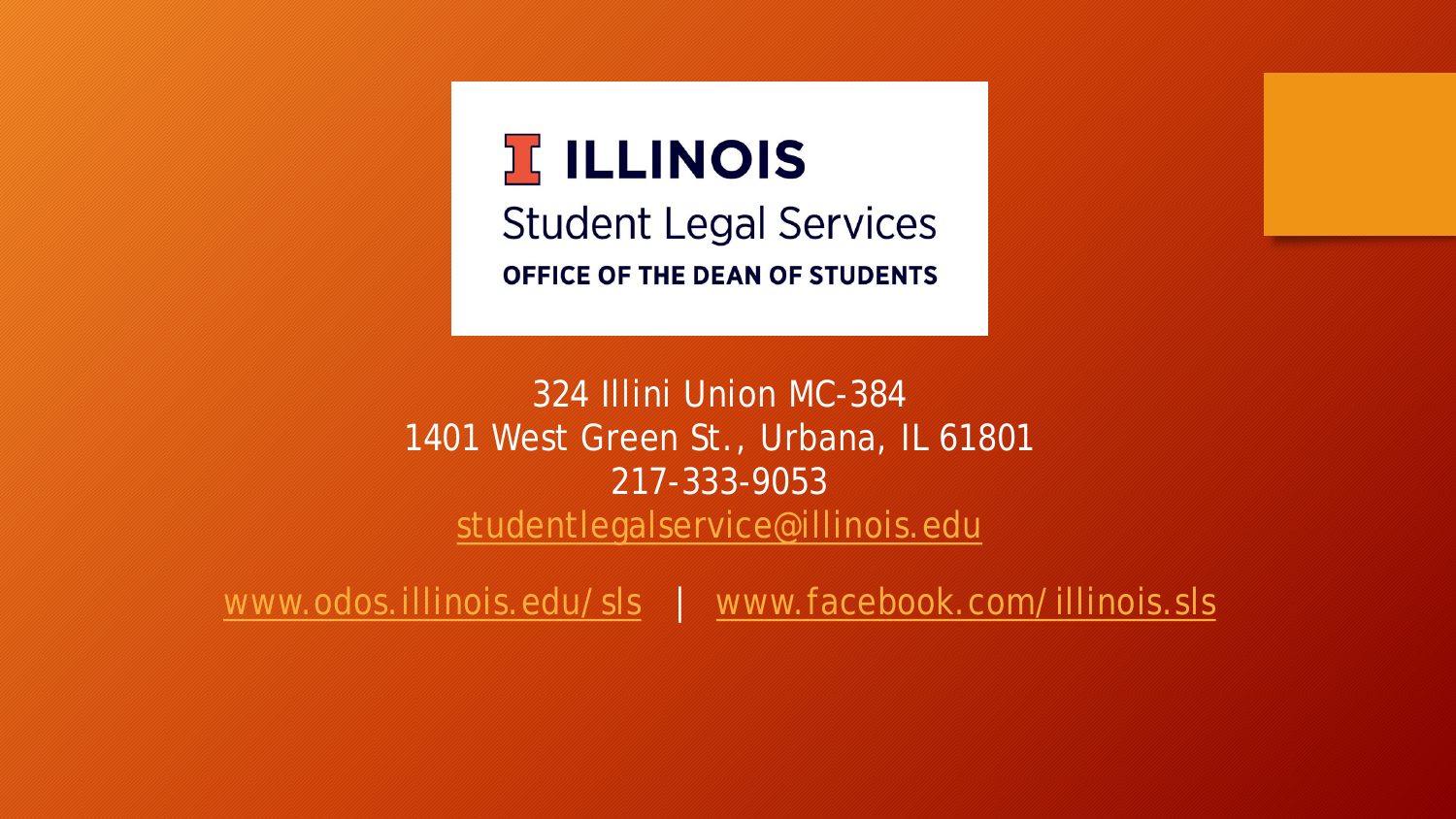**ILLINOIS**

Student Legal Services

**OFFICE OF THE DEAN OF STUDENTS**

324 Illini Union MC-384
1401 West Green St., Urbana, IL 61801
217-333-9053
studentlegalservice@illinois.edu

www.odos.illinois.edu/sls | www.facebook.com/illinois.sls